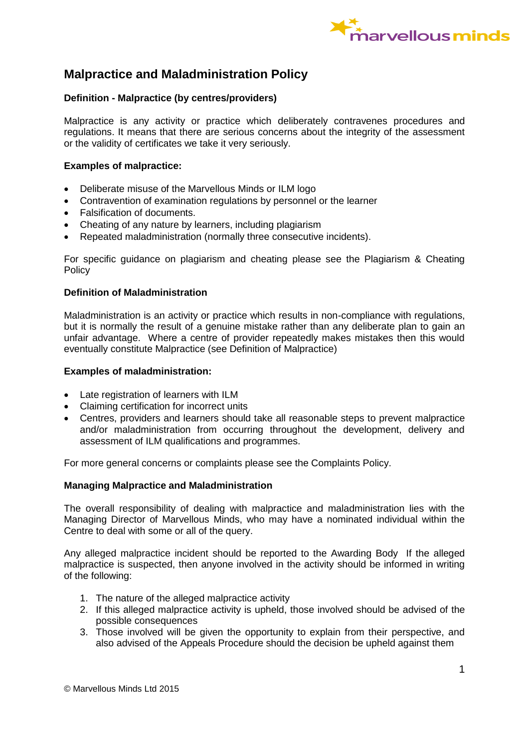# Malpractice and Maladministration Policy

**Definition - Malpractice (by centres/providers)**

Malpractice is any activity or practice which deliberately contravenes procedures and regulations. It means that there are serious concerns about the integrity of the assessment or the validity of certificates we take it very seriously.

**Examples of malpractice:**

- Deliberate misuse of the Marvellous Minds or ILM logo
- Contravention of examination regulations by personnel or the learner
- Falsification of documents.
- Cheating of any nature by learners, including plagiarism
- Repeated maladministration (normally three consecutive incidents).

For specific guidance on plagiarism and cheating please see the Plagiarism & Cheating Policy

**Definition of Maladministration**

Maladministration is an activity or practice which results in non-compliance with regulations, but it is normally the result of a genuine mistake rather than any deliberate plan to gain an unfair advantage. Where a centre of provider repeatedly makes mistakes then this would eventually constitute Malpractice (see Definition of Malpractice)

**Examples of maladministration:**

- Late registration of learners with ILM
- Claiming certification for incorrect units
- Centres, providers and learners should take all reasonable steps to prevent malpractice and/or maladministration from occurring throughout the development, delivery and assessment of ILM qualifications and programmes.

For more general concerns or complaints please see the Complaints Policy.

**Managing Malpractice and Maladministration**

The overall responsibility of dealing with malpractice and maladministration lies with the Managing Director of Marvellous Minds, who may have a nominated individual within the Centre to deal with some or all of the query.

Any alleged malpractice incident should be reported to the Awarding Body If the alleged malpractice is suspected, then anyone involved in the activity should be informed in writing of the following:

1. The nature of the alleged malpractice activity
2. If this alleged malpractice activity is upheld, those involved should be advised of the possible consequences
3. Those involved will be given the opportunity to explain from their perspective, and also advised of the Appeals Procedure should the decision be upheld against them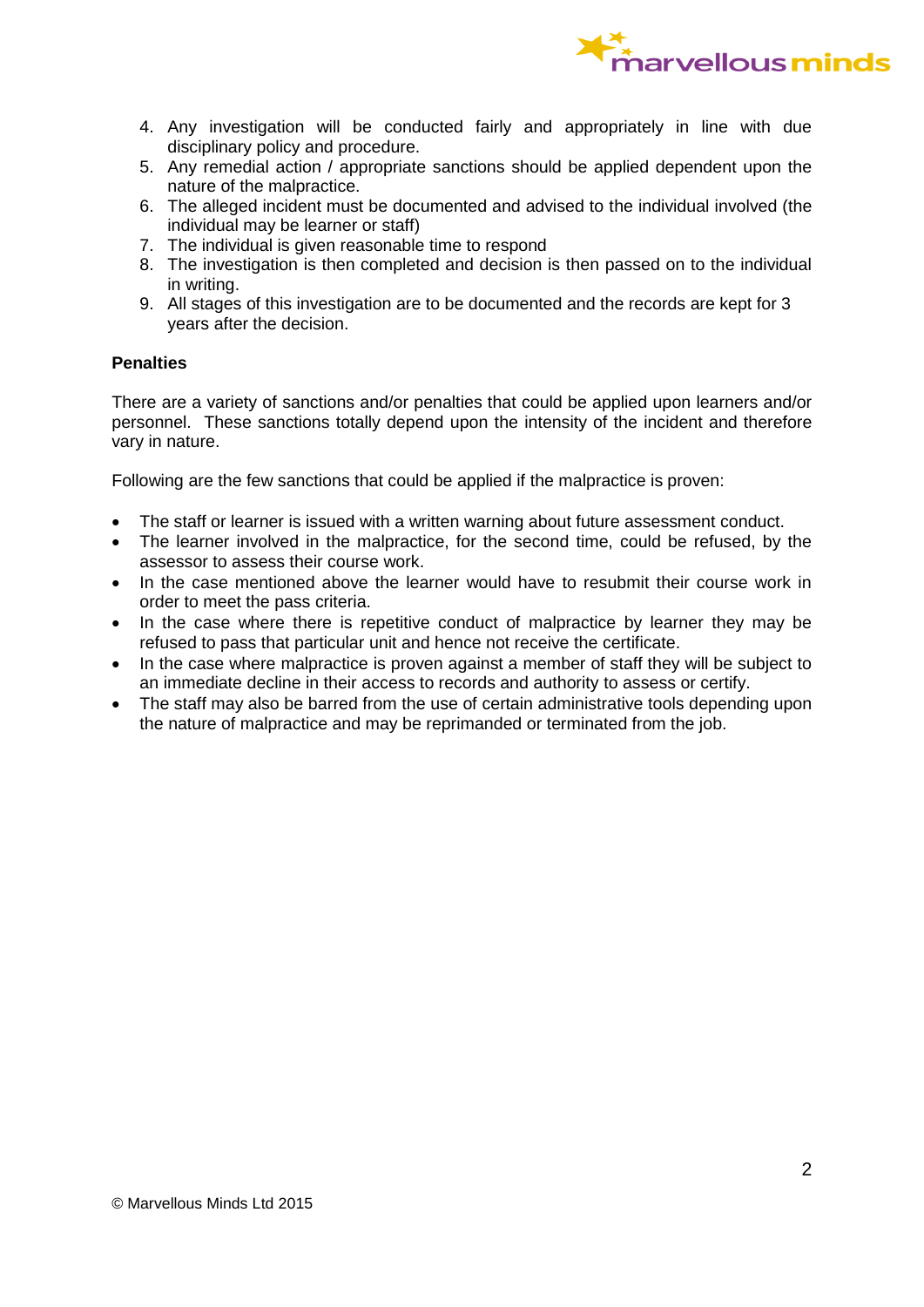4. Any investigation will be conducted fairly and appropriately in line with due disciplinary policy and procedure.
5. Any remedial action / appropriate sanctions should be applied dependent upon the nature of the malpractice.
6. The alleged incident must be documented and advised to the individual involved (the individual may be learner or staff)
7. The individual is given reasonable time to respond
8. The investigation is then completed and decision is then passed on to the individual in writing.
9. All stages of this investigation are to be documented and the records are kept for 3 years after the decision.

**Penalties**

There are a variety of sanctions and/or penalties that could be applied upon learners and/or personnel. These sanctions totally depend upon the intensity of the incident and therefore vary in nature.

Following are the few sanctions that could be applied if the malpractice is proven:

- The staff or learner is issued with a written warning about future assessment conduct.
- The learner involved in the malpractice, for the second time, could be refused, by the assessor to assess their course work.
- In the case mentioned above the learner would have to resubmit their course work in order to meet the pass criteria.
- In the case where there is repetitive conduct of malpractice by learner they may be refused to pass that particular unit and hence not receive the certificate.
- In the case where malpractice is proven against a member of staff they will be subject to an immediate decline in their access to records and authority to assess or certify.
- The staff may also be barred from the use of certain administrative tools depending upon the nature of malpractice and may be reprimanded or terminated from the job.